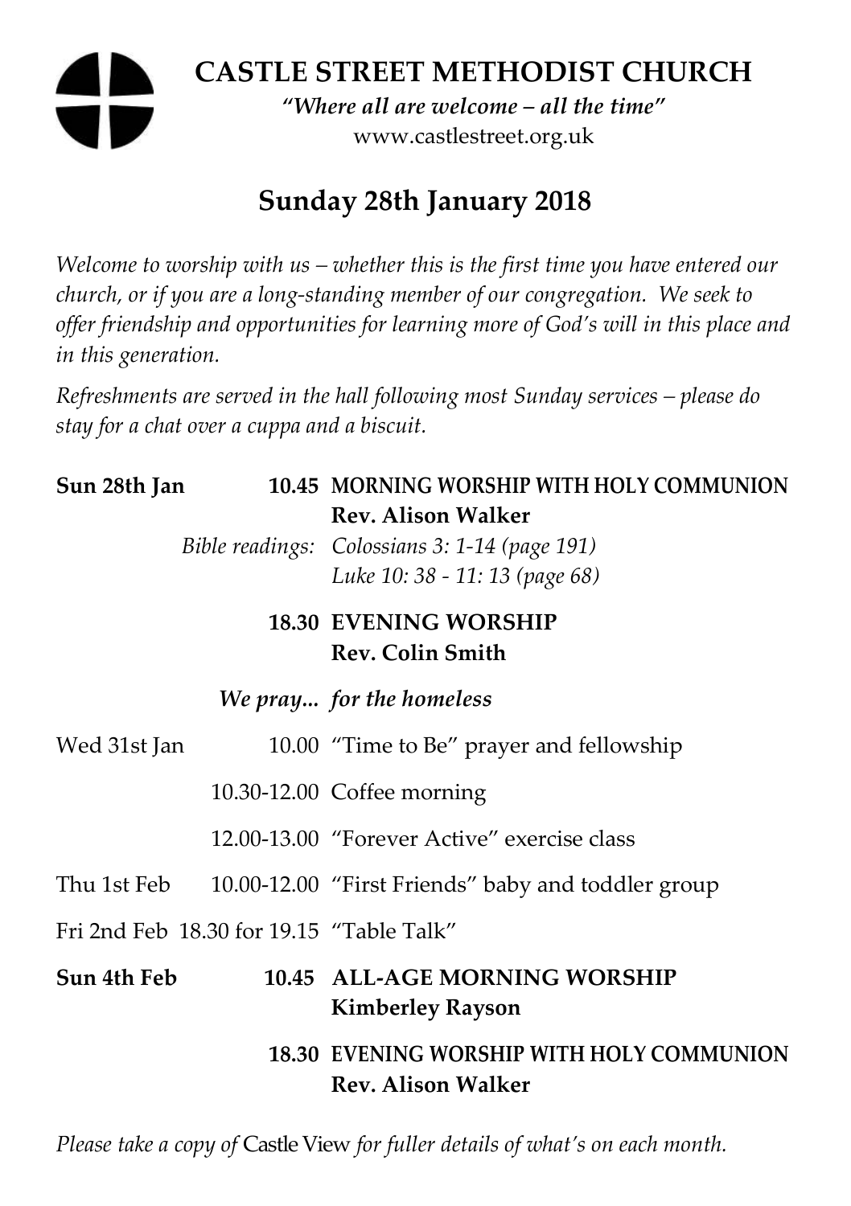# CASTLE STREET METHODIST CHURCH

*"Where all are welcome – all the time"*

www.castlestreet.org.uk

## Sunday 28th January 2018

*Welcome to worship with us – whether this is the first time you have entered our church, or if you are a long-standing member of our congregation. We seek to offer friendship and opportunities for learning more of God's will in this place and in this generation.*

*Refreshments are served in the hall following most Sunday services – please do stay for a chat over a cuppa and a biscuit.*

| | | |
|---|---|---|
| **Sun 28th Jan** | **10.45** | **MORNING WORSHIP WITH HOLY COMMUNION**<br>**Rev. Alison Walker** |
| | *Bible readings:* | *Colossians 3: 1-14 (page 191)*<br>*Luke 10: 38 - 11: 13 (page 68)* |
| | **18.30** | **EVENING WORSHIP**<br>**Rev. Colin Smith** |
| | *We pray...* | *for the homeless* |
| Wed 31st Jan | 10.00 | "Time to Be" prayer and fellowship |
| | 10.30-12.00 | Coffee morning |
| | 12.00-13.00 | "Forever Active" exercise class |
| Thu 1st Feb | 10.00-12.00 | "First Friends" baby and toddler group |
| Fri 2nd Feb | 18.30 for 19.15 | "Table Talk" |
| **Sun 4th Feb** | **10.45** | **ALL-AGE MORNING WORSHIP**<br>**Kimberley Rayson** |
| | **18.30** | **EVENING WORSHIP WITH HOLY COMMUNION**<br>**Rev. Alison Walker** |

*Please take a copy of* Castle View *for fuller details of what's on each month.*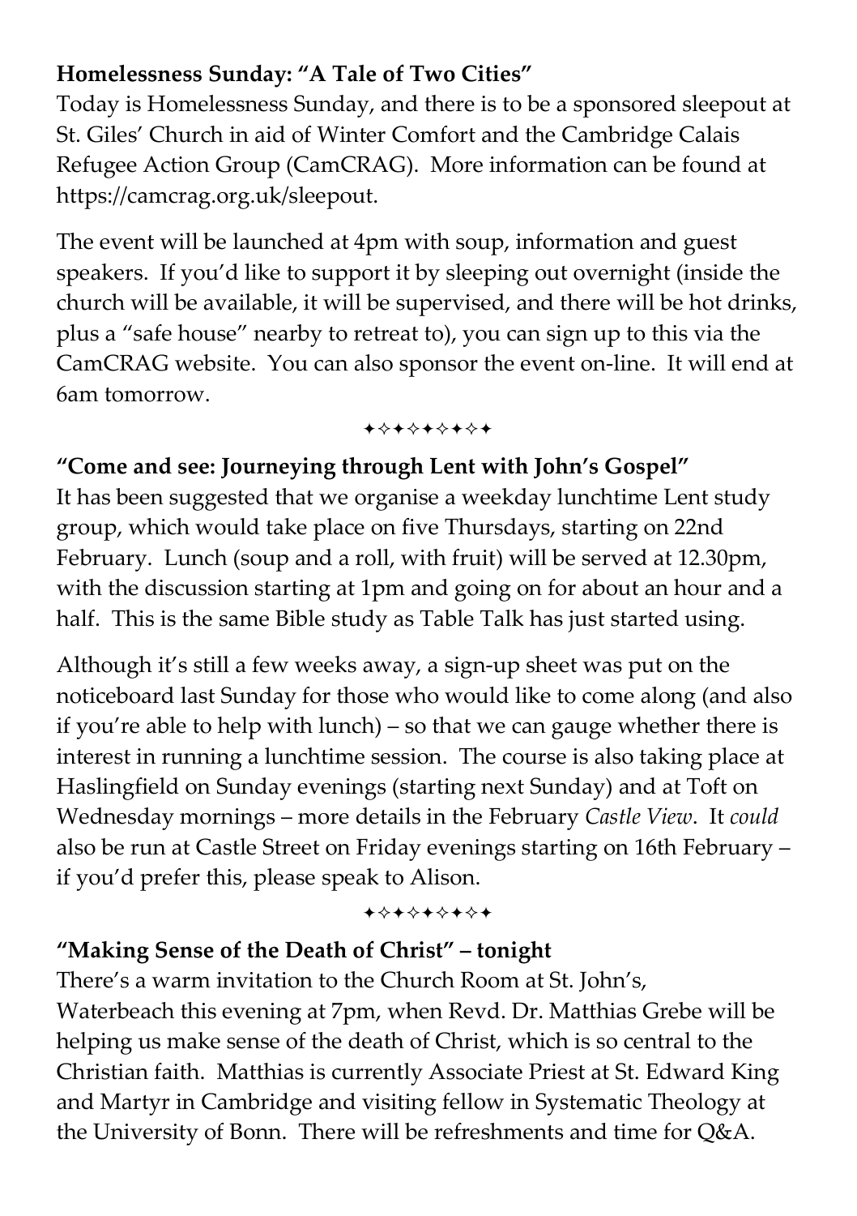**Homelessness Sunday: "A Tale of Two Cities"**

Today is Homelessness Sunday, and there is to be a sponsored sleepout at St. Giles' Church in aid of Winter Comfort and the Cambridge Calais Refugee Action Group (CamCRAG). More information can be found at https://camcrag.org.uk/sleepout.

The event will be launched at 4pm with soup, information and guest speakers. If you'd like to support it by sleeping out overnight (inside the church will be available, it will be supervised, and there will be hot drinks, plus a "safe house" nearby to retreat to), you can sign up to this via the CamCRAG website. You can also sponsor the event on-line. It will end at 6am tomorrow.

✦✧✦✧✦✧✦✧✦

**"Come and see: Journeying through Lent with John's Gospel"**

It has been suggested that we organise a weekday lunchtime Lent study group, which would take place on five Thursdays, starting on 22nd February. Lunch (soup and a roll, with fruit) will be served at 12.30pm, with the discussion starting at 1pm and going on for about an hour and a half. This is the same Bible study as Table Talk has just started using.

Although it's still a few weeks away, a sign-up sheet was put on the noticeboard last Sunday for those who would like to come along (and also if you're able to help with lunch) – so that we can gauge whether there is interest in running a lunchtime session. The course is also taking place at Haslingfield on Sunday evenings (starting next Sunday) and at Toft on Wednesday mornings – more details in the February *Castle View*. It *could* also be run at Castle Street on Friday evenings starting on 16th February – if you'd prefer this, please speak to Alison.

✦✧✦✧✦✧✦✧✦

**"Making Sense of the Death of Christ" – tonight**

There's a warm invitation to the Church Room at St. John's, Waterbeach this evening at 7pm, when Revd. Dr. Matthias Grebe will be helping us make sense of the death of Christ, which is so central to the Christian faith. Matthias is currently Associate Priest at St. Edward King and Martyr in Cambridge and visiting fellow in Systematic Theology at the University of Bonn. There will be refreshments and time for Q&A.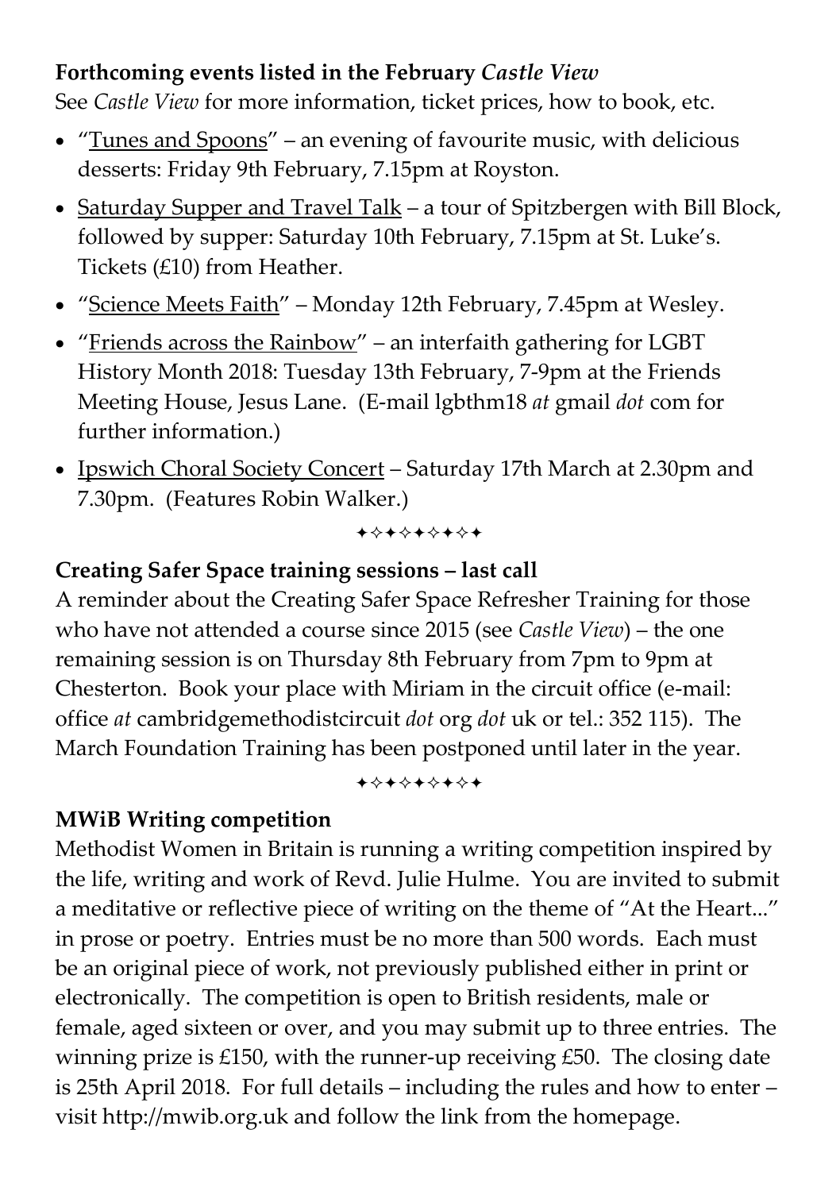**Forthcoming events listed in the February *Castle View***

See *Castle View* for more information, ticket prices, how to book, etc.

- "Tunes and Spoons" – an evening of favourite music, with delicious desserts: Friday 9th February, 7.15pm at Royston.
- Saturday Supper and Travel Talk – a tour of Spitzbergen with Bill Block, followed by supper: Saturday 10th February, 7.15pm at St. Luke's. Tickets (£10) from Heather.
- "Science Meets Faith" – Monday 12th February, 7.45pm at Wesley.
- "Friends across the Rainbow" – an interfaith gathering for LGBT History Month 2018: Tuesday 13th February, 7-9pm at the Friends Meeting House, Jesus Lane. (E-mail lgbthm18 *at* gmail *dot* com for further information.)
- Ipswich Choral Society Concert – Saturday 17th March at 2.30pm and 7.30pm. (Features Robin Walker.)

✦✧✦✧✦✧✦✧✦

**Creating Safer Space training sessions – last call**

A reminder about the Creating Safer Space Refresher Training for those who have not attended a course since 2015 (see *Castle View*) – the one remaining session is on Thursday 8th February from 7pm to 9pm at Chesterton. Book your place with Miriam in the circuit office (e-mail: office *at* cambridgemethodistcircuit *dot* org *dot* uk or tel.: 352 115). The March Foundation Training has been postponed until later in the year.

✦✧✦✧✦✧✦✧✦

**MWiB Writing competition**

Methodist Women in Britain is running a writing competition inspired by the life, writing and work of Revd. Julie Hulme. You are invited to submit a meditative or reflective piece of writing on the theme of "At the Heart..." in prose or poetry. Entries must be no more than 500 words. Each must be an original piece of work, not previously published either in print or electronically. The competition is open to British residents, male or female, aged sixteen or over, and you may submit up to three entries. The winning prize is £150, with the runner-up receiving £50. The closing date is 25th April 2018. For full details – including the rules and how to enter – visit http://mwib.org.uk and follow the link from the homepage.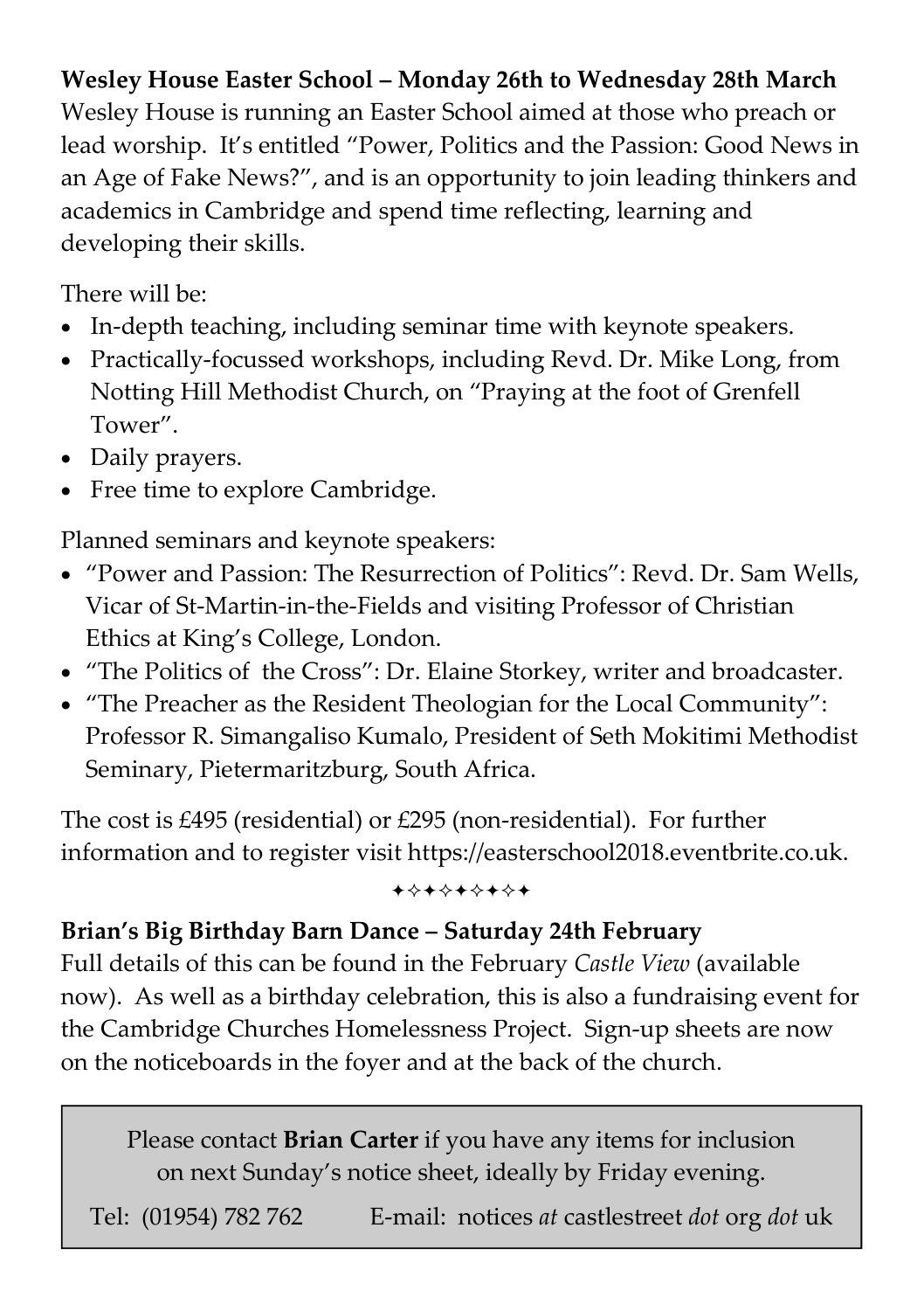**Wesley House Easter School – Monday 26th to Wednesday 28th March**

Wesley House is running an Easter School aimed at those who preach or lead worship. It's entitled "Power, Politics and the Passion: Good News in an Age of Fake News?", and is an opportunity to join leading thinkers and academics in Cambridge and spend time reflecting, learning and developing their skills.

There will be:

- In-depth teaching, including seminar time with keynote speakers.
- Practically-focussed workshops, including Revd. Dr. Mike Long, from Notting Hill Methodist Church, on "Praying at the foot of Grenfell Tower".
- Daily prayers.
- Free time to explore Cambridge.

Planned seminars and keynote speakers:

- "Power and Passion: The Resurrection of Politics": Revd. Dr. Sam Wells, Vicar of St-Martin-in-the-Fields and visiting Professor of Christian Ethics at King's College, London.
- "The Politics of the Cross": Dr. Elaine Storkey, writer and broadcaster.
- "The Preacher as the Resident Theologian for the Local Community": Professor R. Simangaliso Kumalo, President of Seth Mokitimi Methodist Seminary, Pietermaritzburg, South Africa.

The cost is £495 (residential) or £295 (non-residential). For further information and to register visit https://easterschool2018.eventbrite.co.uk.

✦✧✦✧✦✧✦✧✦

**Brian's Big Birthday Barn Dance – Saturday 24th February**

Full details of this can be found in the February *Castle View* (available now). As well as a birthday celebration, this is also a fundraising event for the Cambridge Churches Homelessness Project. Sign-up sheets are now on the noticeboards in the foyer and at the back of the church.

Please contact **Brian Carter** if you have any items for inclusion on next Sunday's notice sheet, ideally by Friday evening.

Tel: (01954) 782 762 E-mail: notices *at* castlestreet *dot* org *dot* uk